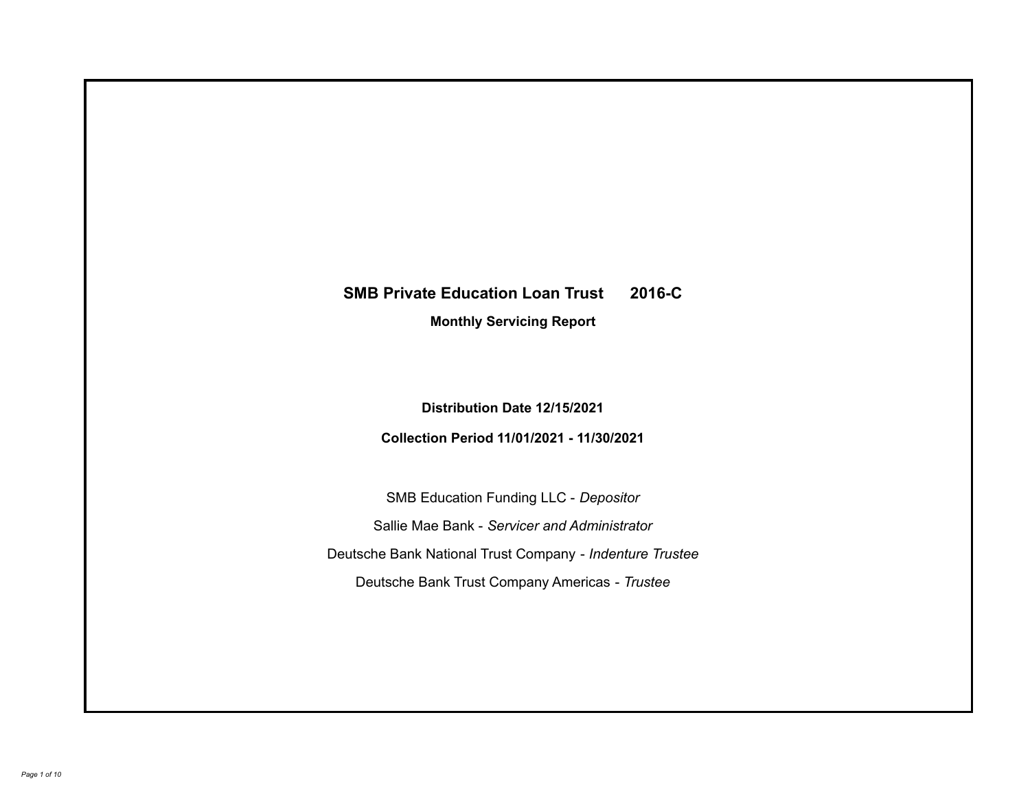# SMB Private Education Loan Trust 2016-C

**Monthly Servicing Report**

**Distribution Date 12/15/2021**

**Collection Period 11/01/2021 - 11/30/2021**

SMB Education Funding LLC - *Depositor*

Sallie Mae Bank - *Servicer and Administrator*

Deutsche Bank National Trust Company - *Indenture Trustee*

Deutsche Bank Trust Company Americas - *Trustee*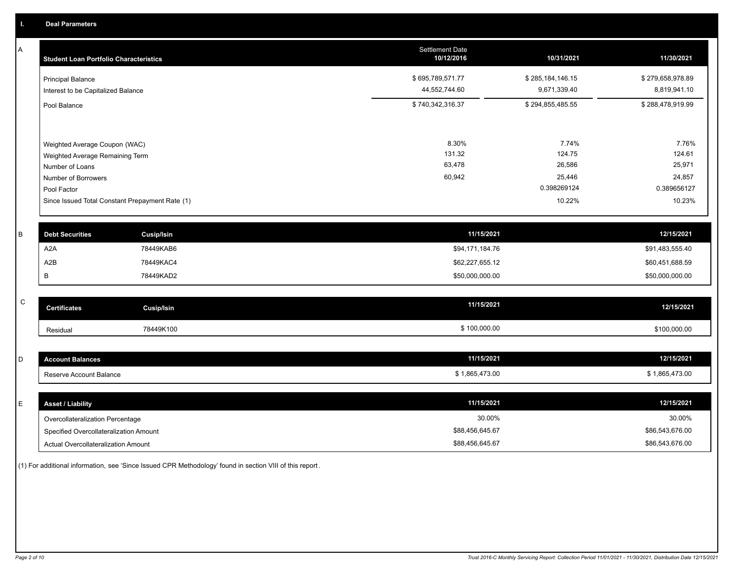## I. Deal Parameters

### A

| Student Loan Portfolio Characteristics | Settlement Date 10/12/2016 | 10/31/2021 | 11/30/2021 |
|---|---|---|---|
| Principal Balance | $ 695,789,571.77 | $ 285,184,146.15 | $ 279,658,978.89 |
| Interest to be Capitalized Balance | 44,552,744.60 | 9,671,339.40 | 8,819,941.10 |
| Pool Balance | $ 740,342,316.37 | $ 294,855,485.55 | $ 288,478,919.99 |
| Weighted Average Coupon (WAC) | 8.30% | 7.74% | 7.76% |
| Weighted Average Remaining Term | 131.32 | 124.75 | 124.61 |
| Number of Loans | 63,478 | 26,586 | 25,971 |
| Number of Borrowers | 60,942 | 25,446 | 24,857 |
| Pool Factor | | 0.398269124 | 0.389656127 |
| Since Issued Total Constant Prepayment Rate (1) | | 10.22% | 10.23% |

### B

| Debt Securities | Cusip/Isin | 11/15/2021 | 12/15/2021 |
|---|---|---|---|
| A2A | 78449KAB6 | $94,171,184.76 | $91,483,555.40 |
| A2B | 78449KAC4 | $62,227,655.12 | $60,451,688.59 |
| B | 78449KAD2 | $50,000,000.00 | $50,000,000.00 |

### C

| Certificates | Cusip/Isin | 11/15/2021 | 12/15/2021 |
|---|---|---|---|
| Residual | 78449K100 | $ 100,000.00 | $100,000.00 |

### D

| Account Balances | 11/15/2021 | 12/15/2021 |
|---|---|---|
| Reserve Account Balance | $ 1,865,473.00 | $ 1,865,473.00 |

### E

| Asset / Liability | 11/15/2021 | 12/15/2021 |
|---|---|---|
| Overcollateralization Percentage | 30.00% | 30.00% |
| Specified Overcollateralization Amount | $88,456,645.67 | $86,543,676.00 |
| Actual Overcollateralization Amount | $88,456,645.67 | $86,543,676.00 |

(1) For additional information, see 'Since Issued CPR Methodology' found in section VIII of this report.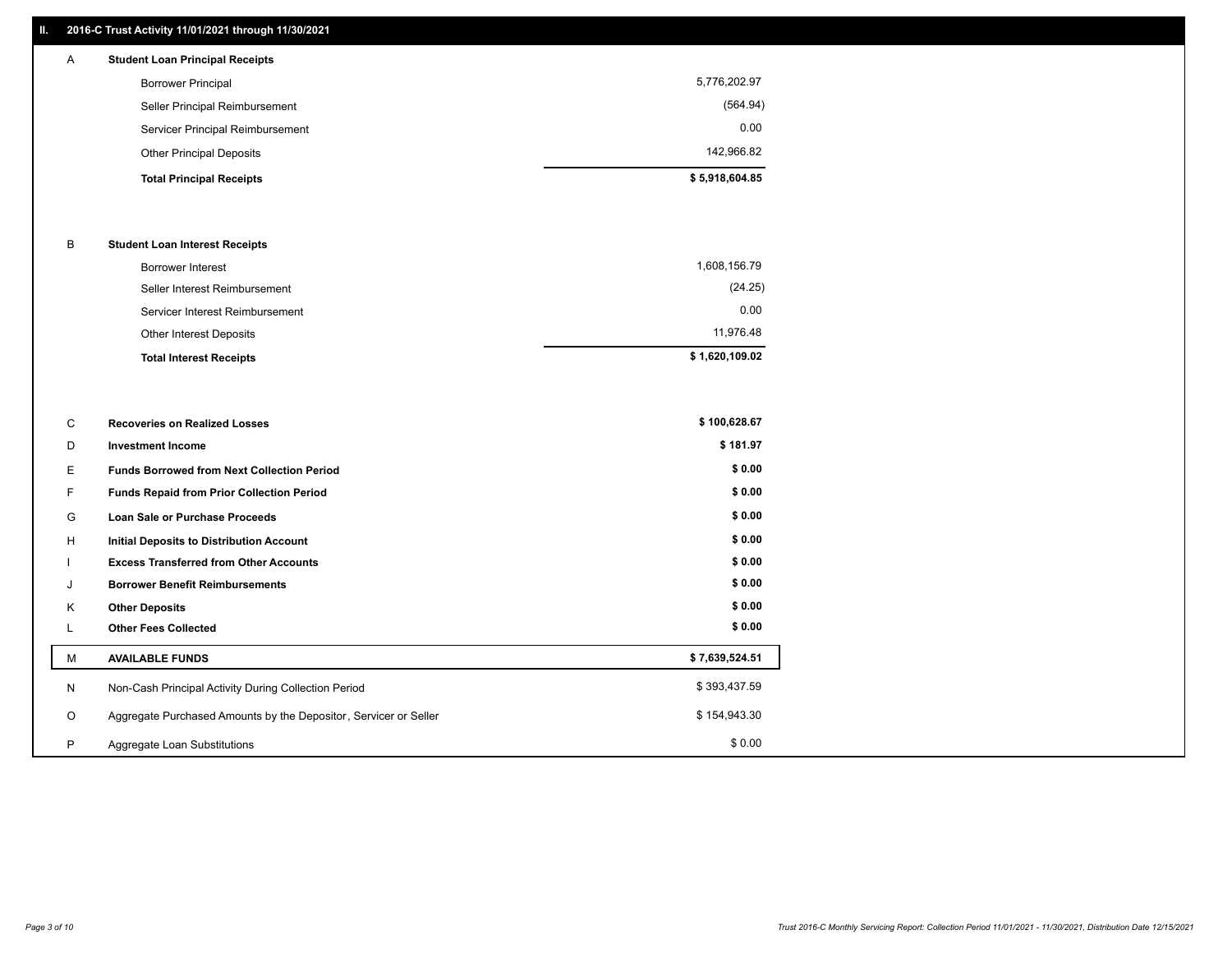## II. 2016-C Trust Activity 11/01/2021 through 11/30/2021

| | | |
|---|---|---|
| A | **Student Loan Principal Receipts** | |
| | Borrower Principal | 5,776,202.97 |
| | Seller Principal Reimbursement | (564.94) |
| | Servicer Principal Reimbursement | 0.00 |
| | Other Principal Deposits | 142,966.82 |
| | **Total Principal Receipts** | **$ 5,918,604.85** |
| B | **Student Loan Interest Receipts** | |
| | Borrower Interest | 1,608,156.79 |
| | Seller Interest Reimbursement | (24.25) |
| | Servicer Interest Reimbursement | 0.00 |
| | Other Interest Deposits | 11,976.48 |
| | **Total Interest Receipts** | **$ 1,620,109.02** |
| C | **Recoveries on Realized Losses** | **$ 100,628.67** |
| D | **Investment Income** | **$ 181.97** |
| E | **Funds Borrowed from Next Collection Period** | **$ 0.00** |
| F | **Funds Repaid from Prior Collection Period** | **$ 0.00** |
| G | **Loan Sale or Purchase Proceeds** | **$ 0.00** |
| H | **Initial Deposits to Distribution Account** | **$ 0.00** |
| I | **Excess Transferred from Other Accounts** | **$ 0.00** |
| J | **Borrower Benefit Reimbursements** | **$ 0.00** |
| K | **Other Deposits** | **$ 0.00** |
| L | **Other Fees Collected** | **$ 0.00** |
| M | **AVAILABLE FUNDS** | **$ 7,639,524.51** |
| N | Non-Cash Principal Activity During Collection Period | $ 393,437.59 |
| O | Aggregate Purchased Amounts by the Depositor, Servicer or Seller | $ 154,943.30 |
| P | Aggregate Loan Substitutions | $ 0.00 |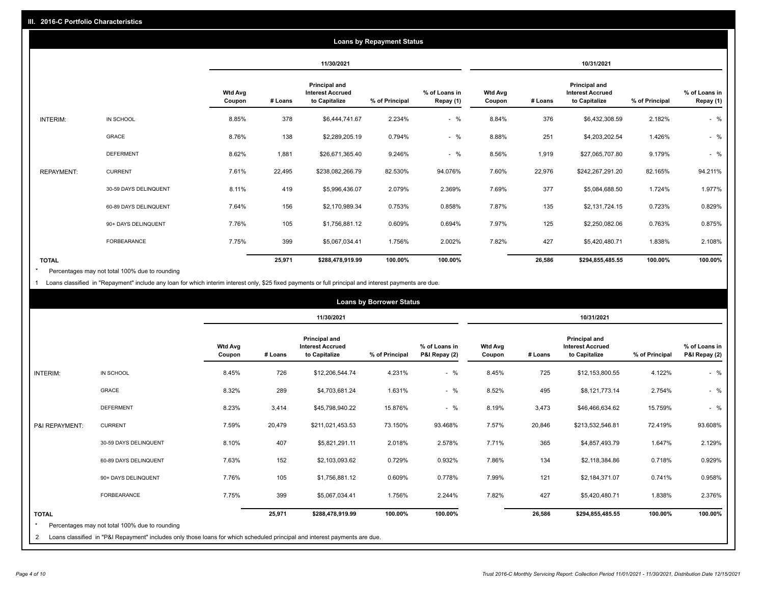## III. 2016-C Portfolio Characteristics

### Loans by Repayment Status

| | | 11/30/2021 | | | | | 10/31/2021 | | | | |
|---|---|---|---|---|---|---|---|---|---|---|---|
| | | Wtd Avg Coupon | # Loans | Principal and Interest Accrued to Capitalize | % of Principal | % of Loans in Repay (1) | Wtd Avg Coupon | # Loans | Principal and Interest Accrued to Capitalize | % of Principal | % of Loans in Repay (1) |
| INTERIM: | IN SCHOOL | 8.85% | 378 | $6,444,741.67 | 2.234% | - % | 8.84% | 376 | $6,432,308.59 | 2.182% | - % |
| | GRACE | 8.76% | 138 | $2,289,205.19 | 0.794% | - % | 8.88% | 251 | $4,203,202.54 | 1.426% | - % |
| | DEFERMENT | 8.62% | 1,881 | $26,671,365.40 | 9.246% | - % | 8.56% | 1,919 | $27,065,707.80 | 9.179% | - % |
| REPAYMENT: | CURRENT | 7.61% | 22,495 | $238,082,266.79 | 82.530% | 94.076% | 7.60% | 22,976 | $242,267,291.20 | 82.165% | 94.211% |
| | 30-59 DAYS DELINQUENT | 8.11% | 419 | $5,996,436.07 | 2.079% | 2.369% | 7.69% | 377 | $5,084,688.50 | 1.724% | 1.977% |
| | 60-89 DAYS DELINQUENT | 7.64% | 156 | $2,170,989.34 | 0.753% | 0.858% | 7.87% | 135 | $2,131,724.15 | 0.723% | 0.829% |
| | 90+ DAYS DELINQUENT | 7.76% | 105 | $1,756,881.12 | 0.609% | 0.694% | 7.97% | 125 | $2,250,082.06 | 0.763% | 0.875% |
| | FORBEARANCE | 7.75% | 399 | $5,067,034.41 | 1.756% | 2.002% | 7.82% | 427 | $5,420,480.71 | 1.838% | 2.108% |
| TOTAL | | | 25,971 | $288,478,919.99 | 100.00% | 100.00% | | 26,586 | $294,855,485.55 | 100.00% | 100.00% |

\* Percentages may not total 100% due to rounding

1 Loans classified in "Repayment" include any loan for which interim interest only, $25 fixed payments or full principal and interest payments are due.

### Loans by Borrower Status

| | | 11/30/2021 | | | | | 10/31/2021 | | | | |
|---|---|---|---|---|---|---|---|---|---|---|---|
| | | Wtd Avg Coupon | # Loans | Principal and Interest Accrued to Capitalize | % of Principal | % of Loans in P&I Repay (2) | Wtd Avg Coupon | # Loans | Principal and Interest Accrued to Capitalize | % of Principal | % of Loans in P&I Repay (2) |
| INTERIM: | IN SCHOOL | 8.45% | 726 | $12,206,544.74 | 4.231% | - % | 8.45% | 725 | $12,153,800.55 | 4.122% | - % |
| | GRACE | 8.32% | 289 | $4,703,681.24 | 1.631% | - % | 8.52% | 495 | $8,121,773.14 | 2.754% | - % |
| | DEFERMENT | 8.23% | 3,414 | $45,798,940.22 | 15.876% | - % | 8.19% | 3,473 | $46,466,634.62 | 15.759% | - % |
| P&I REPAYMENT: | CURRENT | 7.59% | 20,479 | $211,021,453.53 | 73.150% | 93.468% | 7.57% | 20,846 | $213,532,546.81 | 72.419% | 93.608% |
| | 30-59 DAYS DELINQUENT | 8.10% | 407 | $5,821,291.11 | 2.018% | 2.578% | 7.71% | 365 | $4,857,493.79 | 1.647% | 2.129% |
| | 60-89 DAYS DELINQUENT | 7.63% | 152 | $2,103,093.62 | 0.729% | 0.932% | 7.86% | 134 | $2,118,384.86 | 0.718% | 0.929% |
| | 90+ DAYS DELINQUENT | 7.76% | 105 | $1,756,881.12 | 0.609% | 0.778% | 7.99% | 121 | $2,184,371.07 | 0.741% | 0.958% |
| | FORBEARANCE | 7.75% | 399 | $5,067,034.41 | 1.756% | 2.244% | 7.82% | 427 | $5,420,480.71 | 1.838% | 2.376% |
| TOTAL | | | 25,971 | $288,478,919.99 | 100.00% | 100.00% | | 26,586 | $294,855,485.55 | 100.00% | 100.00% |

\* Percentages may not total 100% due to rounding

2 Loans classified in "P&I Repayment" includes only those loans for which scheduled principal and interest payments are due.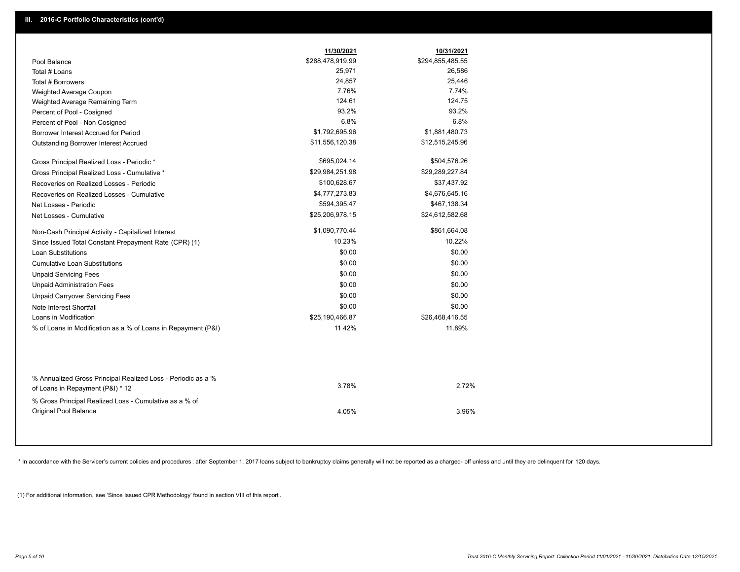## III. 2016-C Portfolio Characteristics (cont'd)

| | 11/30/2021 | 10/31/2021 |
|---|---|---|
| Pool Balance | $288,478,919.99 | $294,855,485.55 |
| Total # Loans | 25,971 | 26,586 |
| Total # Borrowers | 24,857 | 25,446 |
| Weighted Average Coupon | 7.76% | 7.74% |
| Weighted Average Remaining Term | 124.61 | 124.75 |
| Percent of Pool - Cosigned | 93.2% | 93.2% |
| Percent of Pool - Non Cosigned | 6.8% | 6.8% |
| Borrower Interest Accrued for Period | $1,792,695.96 | $1,881,480.73 |
| Outstanding Borrower Interest Accrued | $11,556,120.38 | $12,515,245.96 |
| Gross Principal Realized Loss - Periodic * | $695,024.14 | $504,576.26 |
| Gross Principal Realized Loss - Cumulative * | $29,984,251.98 | $29,289,227.84 |
| Recoveries on Realized Losses - Periodic | $100,628.67 | $37,437.92 |
| Recoveries on Realized Losses - Cumulative | $4,777,273.83 | $4,676,645.16 |
| Net Losses - Periodic | $594,395.47 | $467,138.34 |
| Net Losses - Cumulative | $25,206,978.15 | $24,612,582.68 |
| Non-Cash Principal Activity - Capitalized Interest | $1,090,770.44 | $861,664.08 |
| Since Issued Total Constant Prepayment Rate (CPR) (1) | 10.23% | 10.22% |
| Loan Substitutions | $0.00 | $0.00 |
| Cumulative Loan Substitutions | $0.00 | $0.00 |
| Unpaid Servicing Fees | $0.00 | $0.00 |
| Unpaid Administration Fees | $0.00 | $0.00 |
| Unpaid Carryover Servicing Fees | $0.00 | $0.00 |
| Note Interest Shortfall | $0.00 | $0.00 |
| Loans in Modification | $25,190,466.87 | $26,468,416.55 |
| % of Loans in Modification as a % of Loans in Repayment (P&I) | 11.42% | 11.89% |
| % Annualized Gross Principal Realized Loss - Periodic as a % of Loans in Repayment (P&I) * 12 | 3.78% | 2.72% |
| % Gross Principal Realized Loss - Cumulative as a % of Original Pool Balance | 4.05% | 3.96% |

* In accordance with the Servicer's current policies and procedures, after September 1, 2017 loans subject to bankruptcy claims generally will not be reported as a charged- off unless and until they are delinquent for 120 days.

(1) For additional information, see 'Since Issued CPR Methodology' found in section VIII of this report .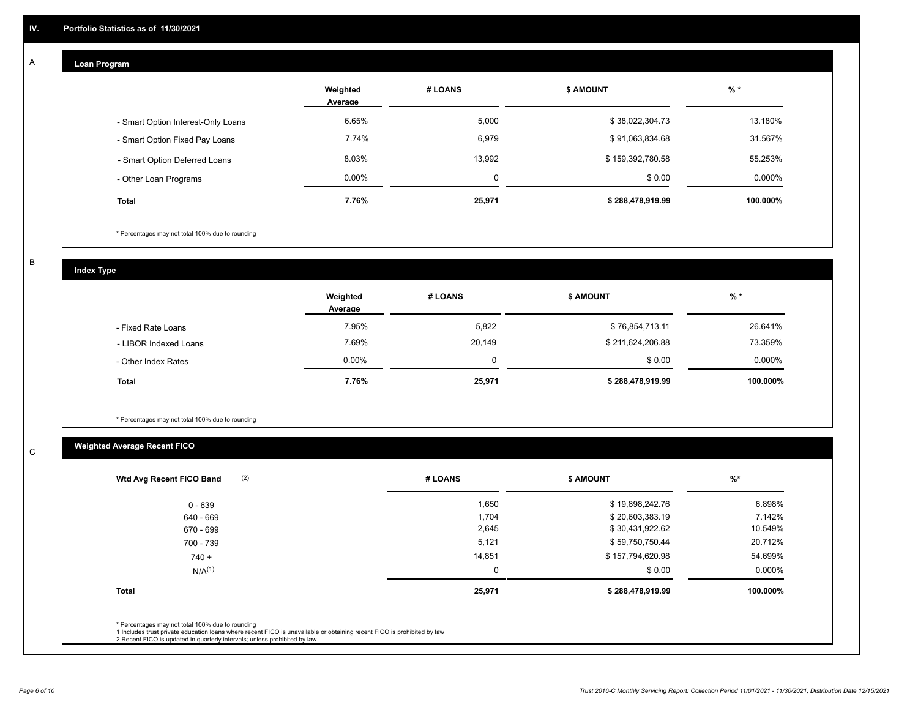## IV. Portfolio Statistics as of 11/30/2021

### A

#### Loan Program

| | Weighted Average | # LOANS | $ AMOUNT | % * |
|---|---|---|---|---|
| - Smart Option Interest-Only Loans | 6.65% | 5,000 | $ 38,022,304.73 | 13.180% |
| - Smart Option Fixed Pay Loans | 7.74% | 6,979 | $ 91,063,834.68 | 31.567% |
| - Smart Option Deferred Loans | 8.03% | 13,992 | $ 159,392,780.58 | 55.253% |
| - Other Loan Programs | 0.00% | 0 | $ 0.00 | 0.000% |
| **Total** | **7.76%** | **25,971** | **$ 288,478,919.99** | **100.000%** |

* Percentages may not total 100% due to rounding

### B

#### Index Type

| | Weighted Average | # LOANS | $ AMOUNT | % * |
|---|---|---|---|---|
| - Fixed Rate Loans | 7.95% | 5,822 | $ 76,854,713.11 | 26.641% |
| - LIBOR Indexed Loans | 7.69% | 20,149 | $ 211,624,206.88 | 73.359% |
| - Other Index Rates | 0.00% | 0 | $ 0.00 | 0.000% |
| **Total** | **7.76%** | **25,971** | **$ 288,478,919.99** | **100.000%** |

* Percentages may not total 100% due to rounding

### C

#### Weighted Average Recent FICO

| Wtd Avg Recent FICO Band (2) | # LOANS | $ AMOUNT | %* |
|---|---|---|---|
| 0 - 639 | 1,650 | $ 19,898,242.76 | 6.898% |
| 640 - 669 | 1,704 | $ 20,603,383.19 | 7.142% |
| 670 - 699 | 2,645 | $ 30,431,922.62 | 10.549% |
| 700 - 739 | 5,121 | $ 59,750,750.44 | 20.712% |
| 740 + | 14,851 | $ 157,794,620.98 | 54.699% |
| N/A(1) | 0 | $ 0.00 | 0.000% |
| **Total** | **25,971** | **$ 288,478,919.99** | **100.000%** |

* Percentages may not total 100% due to rounding
1 Includes trust private education loans where recent FICO is unavailable or obtaining recent FICO is prohibited by law
2 Recent FICO is updated in quarterly intervals; unless prohibited by law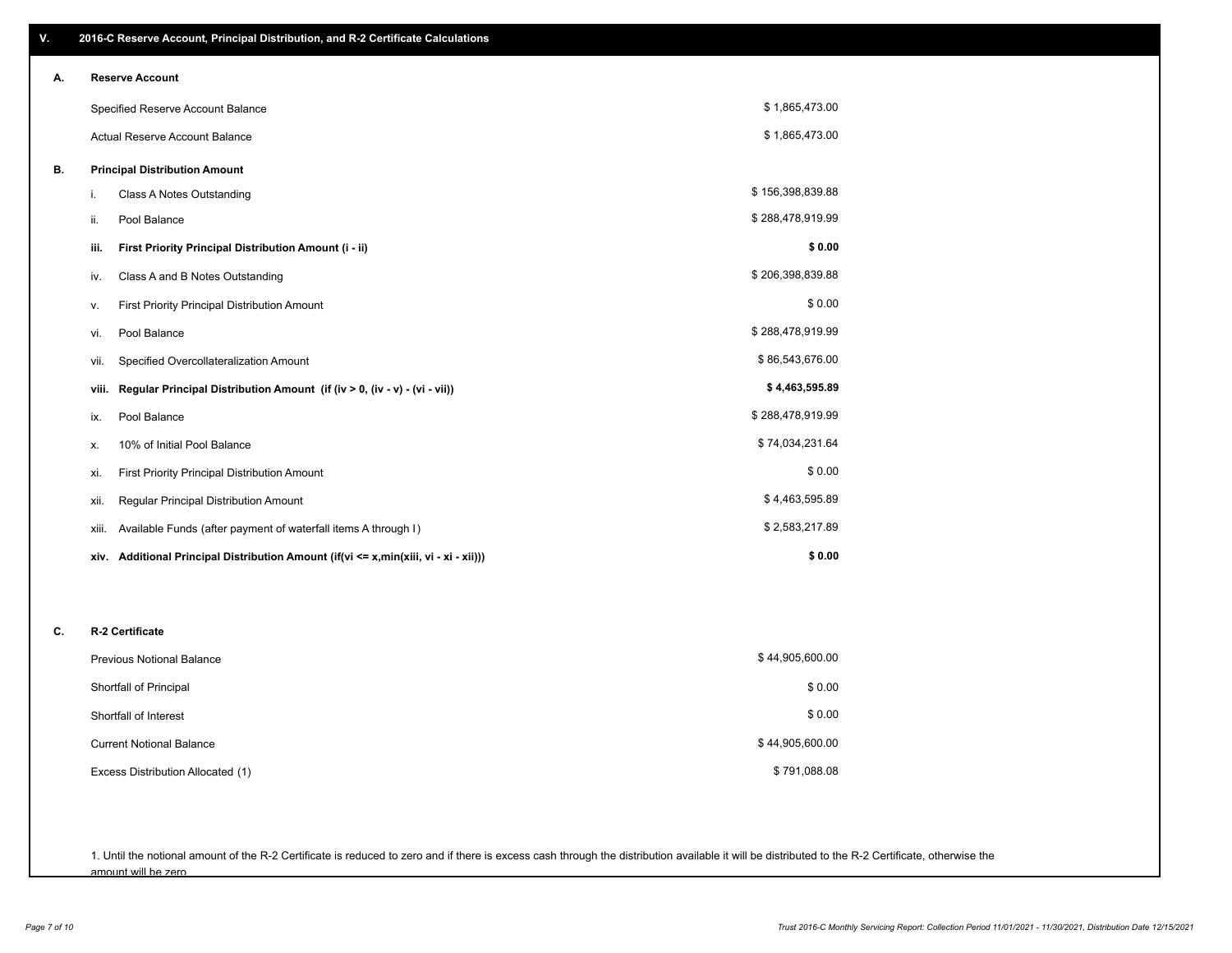## V. 2016-C Reserve Account, Principal Distribution, and R-2 Certificate Calculations

### A. Reserve Account

| | |
|---|---|
| Specified Reserve Account Balance | $ 1,865,473.00 |
| Actual Reserve Account Balance | $ 1,865,473.00 |

### B. Principal Distribution Amount

| | | |
|---|---|---|
| i. | Class A Notes Outstanding | $ 156,398,839.88 |
| ii. | Pool Balance | $ 288,478,919.99 |
| **iii.** | **First Priority Principal Distribution Amount (i - ii)** | **$ 0.00** |
| iv. | Class A and B Notes Outstanding | $ 206,398,839.88 |
| v. | First Priority Principal Distribution Amount | $ 0.00 |
| vi. | Pool Balance | $ 288,478,919.99 |
| vii. | Specified Overcollateralization Amount | $ 86,543,676.00 |
| **viii.** | **Regular Principal Distribution Amount (if (iv > 0, (iv - v) - (vi - vii))** | **$ 4,463,595.89** |
| ix. | Pool Balance | $ 288,478,919.99 |
| x. | 10% of Initial Pool Balance | $ 74,034,231.64 |
| xi. | First Priority Principal Distribution Amount | $ 0.00 |
| xii. | Regular Principal Distribution Amount | $ 4,463,595.89 |
| xiii. | Available Funds (after payment of waterfall items A through I) | $ 2,583,217.89 |
| **xiv.** | **Additional Principal Distribution Amount (if(vi <= x,min(xiii, vi - xi - xii)))** | **$ 0.00** |

### C. R-2 Certificate

| | |
|---|---|
| Previous Notional Balance | $ 44,905,600.00 |
| Shortfall of Principal | $ 0.00 |
| Shortfall of Interest | $ 0.00 |
| Current Notional Balance | $ 44,905,600.00 |
| Excess Distribution Allocated (1) | $ 791,088.08 |

1. Until the notional amount of the R-2 Certificate is reduced to zero and if there is excess cash through the distribution available it will be distributed to the R-2 Certificate, otherwise the amount will be zero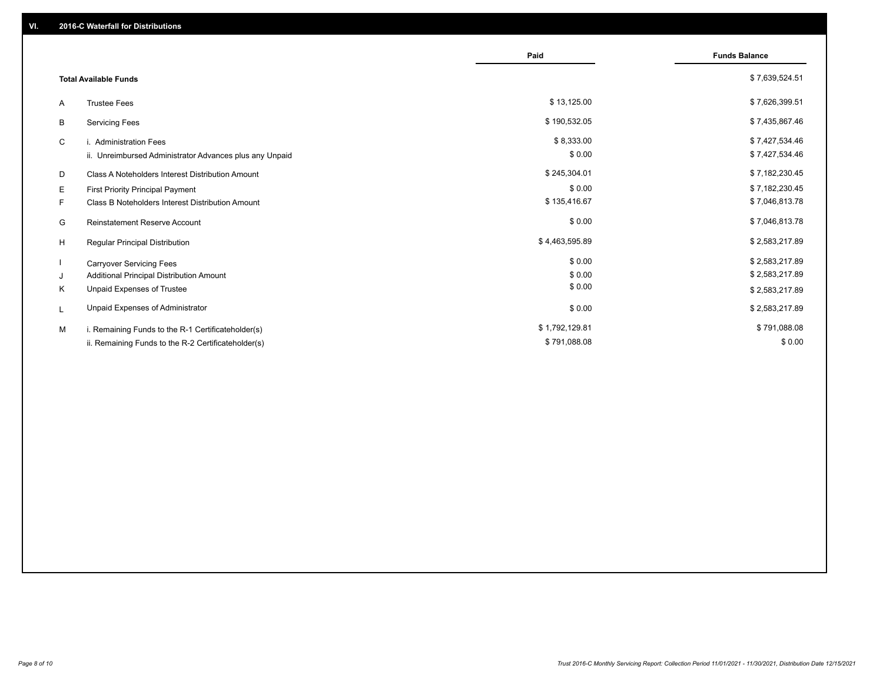## VI. 2016-C Waterfall for Distributions

| | | Paid | Funds Balance |
|---|---|---|---|
| | **Total Available Funds** | | $ 7,639,524.51 |
| A | Trustee Fees | $ 13,125.00 | $ 7,626,399.51 |
| B | Servicing Fees | $ 190,532.05 | $ 7,435,867.46 |
| C | i. Administration Fees | $ 8,333.00 | $ 7,427,534.46 |
| | ii. Unreimbursed Administrator Advances plus any Unpaid | $ 0.00 | $ 7,427,534.46 |
| D | Class A Noteholders Interest Distribution Amount | $ 245,304.01 | $ 7,182,230.45 |
| E | First Priority Principal Payment | $ 0.00 | $ 7,182,230.45 |
| F | Class B Noteholders Interest Distribution Amount | $ 135,416.67 | $ 7,046,813.78 |
| G | Reinstatement Reserve Account | $ 0.00 | $ 7,046,813.78 |
| H | Regular Principal Distribution | $ 4,463,595.89 | $ 2,583,217.89 |
| I | Carryover Servicing Fees | $ 0.00 | $ 2,583,217.89 |
| J | Additional Principal Distribution Amount | $ 0.00 | $ 2,583,217.89 |
| K | Unpaid Expenses of Trustee | $ 0.00 | $ 2,583,217.89 |
| L | Unpaid Expenses of Administrator | $ 0.00 | $ 2,583,217.89 |
| M | i. Remaining Funds to the R-1 Certificateholder(s) | $ 1,792,129.81 | $ 791,088.08 |
| | ii. Remaining Funds to the R-2 Certificateholder(s) | $ 791,088.08 | $ 0.00 |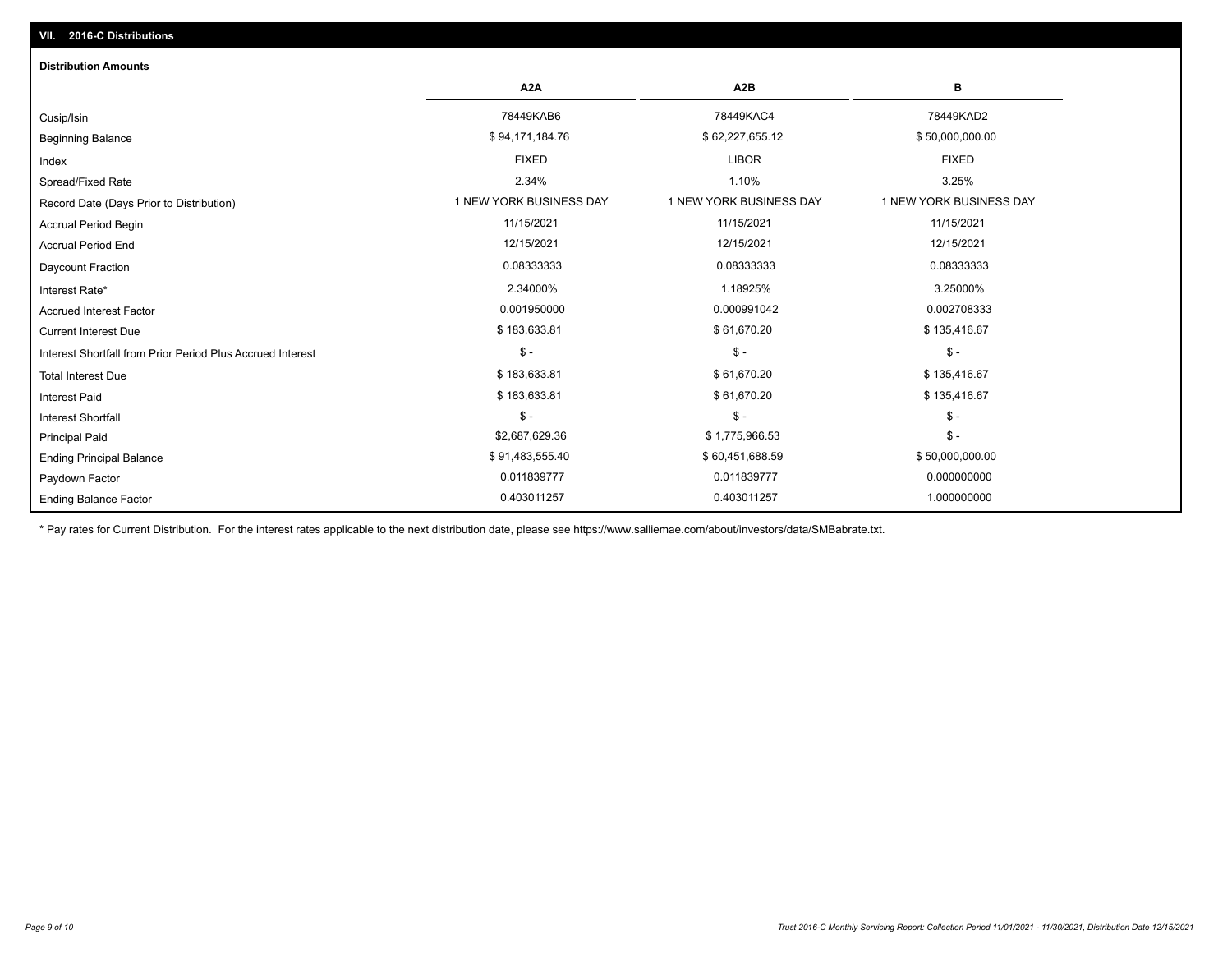## VII. 2016-C Distributions

### Distribution Amounts

| | A2A | A2B | B |
|---|---|---|---|
| Cusip/Isin | 78449KAB6 | 78449KAC4 | 78449KAD2 |
| Beginning Balance | $ 94,171,184.76 | $ 62,227,655.12 | $ 50,000,000.00 |
| Index | FIXED | LIBOR | FIXED |
| Spread/Fixed Rate | 2.34% | 1.10% | 3.25% |
| Record Date (Days Prior to Distribution) | 1 NEW YORK BUSINESS DAY | 1 NEW YORK BUSINESS DAY | 1 NEW YORK BUSINESS DAY |
| Accrual Period Begin | 11/15/2021 | 11/15/2021 | 11/15/2021 |
| Accrual Period End | 12/15/2021 | 12/15/2021 | 12/15/2021 |
| Daycount Fraction | 0.08333333 | 0.08333333 | 0.08333333 |
| Interest Rate* | 2.34000% | 1.18925% | 3.25000% |
| Accrued Interest Factor | 0.001950000 | 0.000991042 | 0.002708333 |
| Current Interest Due | $ 183,633.81 | $ 61,670.20 | $ 135,416.67 |
| Interest Shortfall from Prior Period Plus Accrued Interest | $ - | $ - | $ - |
| Total Interest Due | $ 183,633.81 | $ 61,670.20 | $ 135,416.67 |
| Interest Paid | $ 183,633.81 | $ 61,670.20 | $ 135,416.67 |
| Interest Shortfall | $ - | $ - | $ - |
| Principal Paid | $2,687,629.36 | $ 1,775,966.53 | $ - |
| Ending Principal Balance | $ 91,483,555.40 | $ 60,451,688.59 | $ 50,000,000.00 |
| Paydown Factor | 0.011839777 | 0.011839777 | 0.000000000 |
| Ending Balance Factor | 0.403011257 | 0.403011257 | 1.000000000 |

* Pay rates for Current Distribution. For the interest rates applicable to the next distribution date, please see https://www.salliemae.com/about/investors/data/SMBabrate.txt.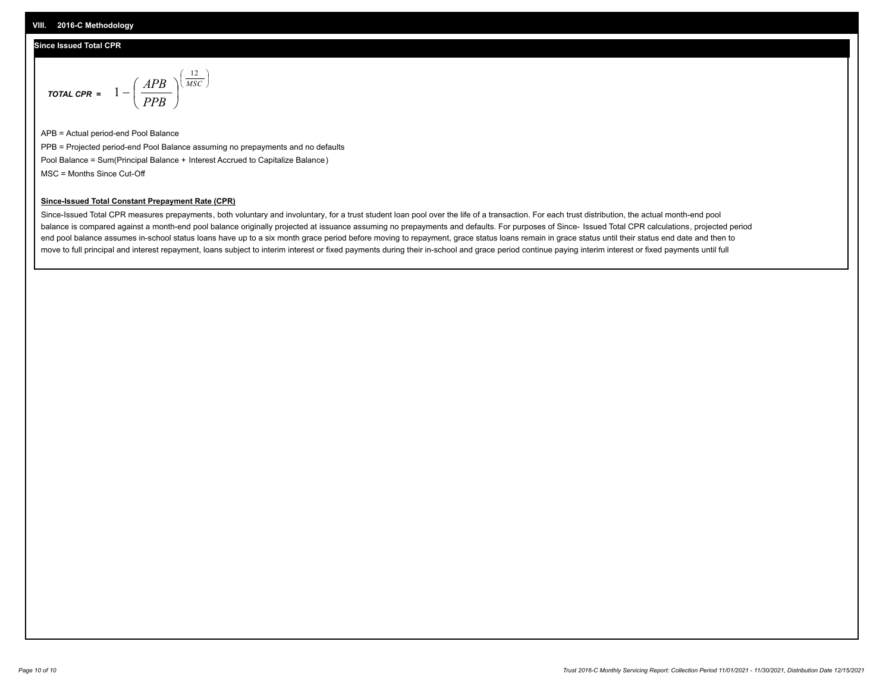## VIII. 2016-C Methodology

### Since Issued Total CPR

**TOTAL CPR =** $$1 - \left( \frac{APB}{PPB} \right)^{\left( \frac{12}{MSC} \right)}$$

APB = Actual period-end Pool Balance

PPB = Projected period-end Pool Balance assuming no prepayments and no defaults

Pool Balance = Sum(Principal Balance + Interest Accrued to Capitalize Balance)

MSC = Months Since Cut-Off

**Since-Issued Total Constant Prepayment Rate (CPR)**

Since-Issued Total CPR measures prepayments, both voluntary and involuntary, for a trust student loan pool over the life of a transaction. For each trust distribution, the actual month-end pool balance is compared against a month-end pool balance originally projected at issuance assuming no prepayments and defaults. For purposes of Since- Issued Total CPR calculations, projected period end pool balance assumes in-school status loans have up to a six month grace period before moving to repayment, grace status loans remain in grace status until their status end date and then to move to full principal and interest repayment, loans subject to interim interest or fixed payments during their in-school and grace period continue paying interim interest or fixed payments until full